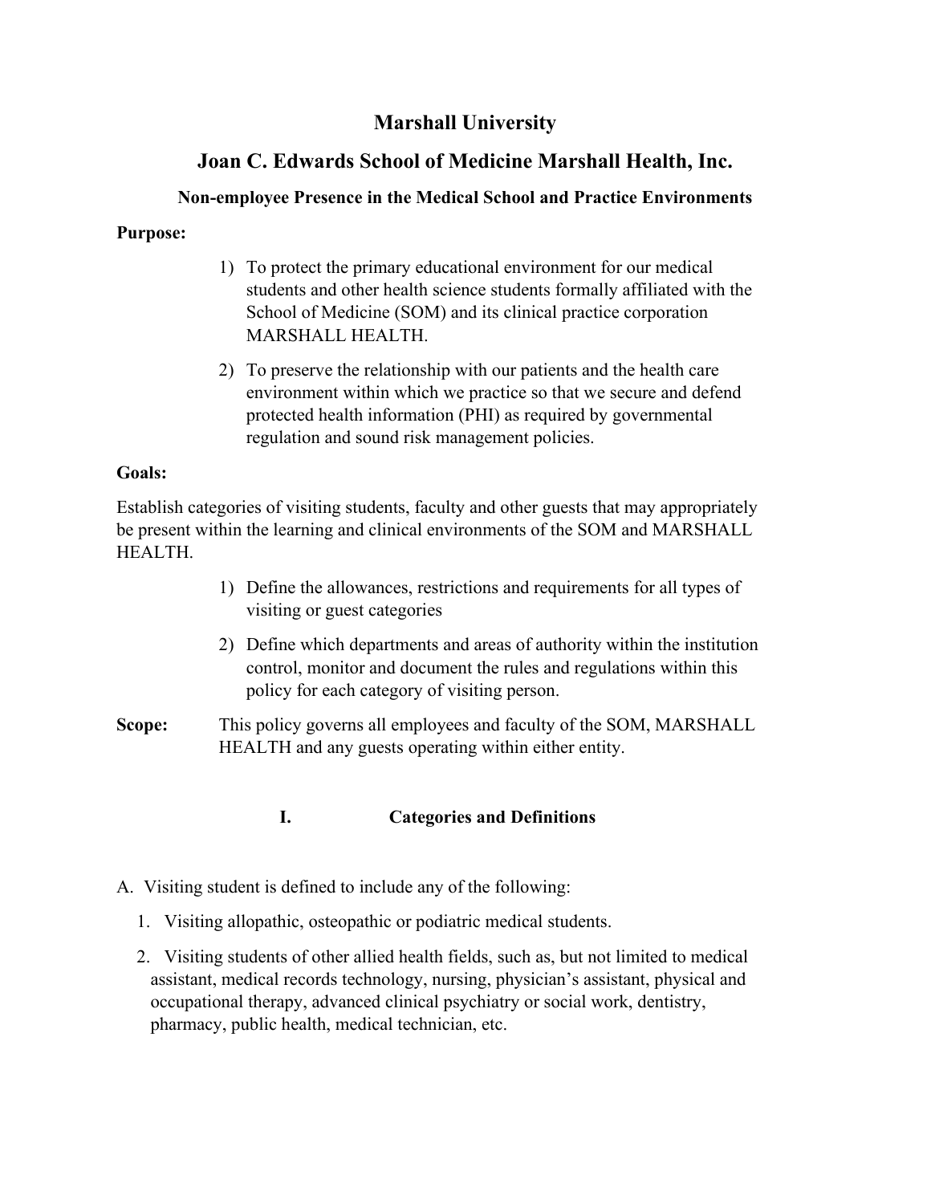# Marshall University

## Joan C. Edwards School of Medicine Marshall Health, Inc.

### Non-employee Presence in the Medical School and Practice Environments

**Purpose:**

1) To protect the primary educational environment for our medical students and other health science students formally affiliated with the School of Medicine (SOM) and its clinical practice corporation MARSHALL HEALTH.
2) To preserve the relationship with our patients and the health care environment within which we practice so that we secure and defend protected health information (PHI) as required by governmental regulation and sound risk management policies.

**Goals:**

Establish categories of visiting students, faculty and other guests that may appropriately be present within the learning and clinical environments of the SOM and MARSHALL HEALTH.

1) Define the allowances, restrictions and requirements for all types of visiting or guest categories
2) Define which departments and areas of authority within the institution control, monitor and document the rules and regulations within this policy for each category of visiting person.

**Scope:** This policy governs all employees and faculty of the SOM, MARSHALL HEALTH and any guests operating within either entity.

## I. Categories and Definitions

A. Visiting student is defined to include any of the following:

1. Visiting allopathic, osteopathic or podiatric medical students.
2. Visiting students of other allied health fields, such as, but not limited to medical assistant, medical records technology, nursing, physician's assistant, physical and occupational therapy, advanced clinical psychiatry or social work, dentistry, pharmacy, public health, medical technician, etc.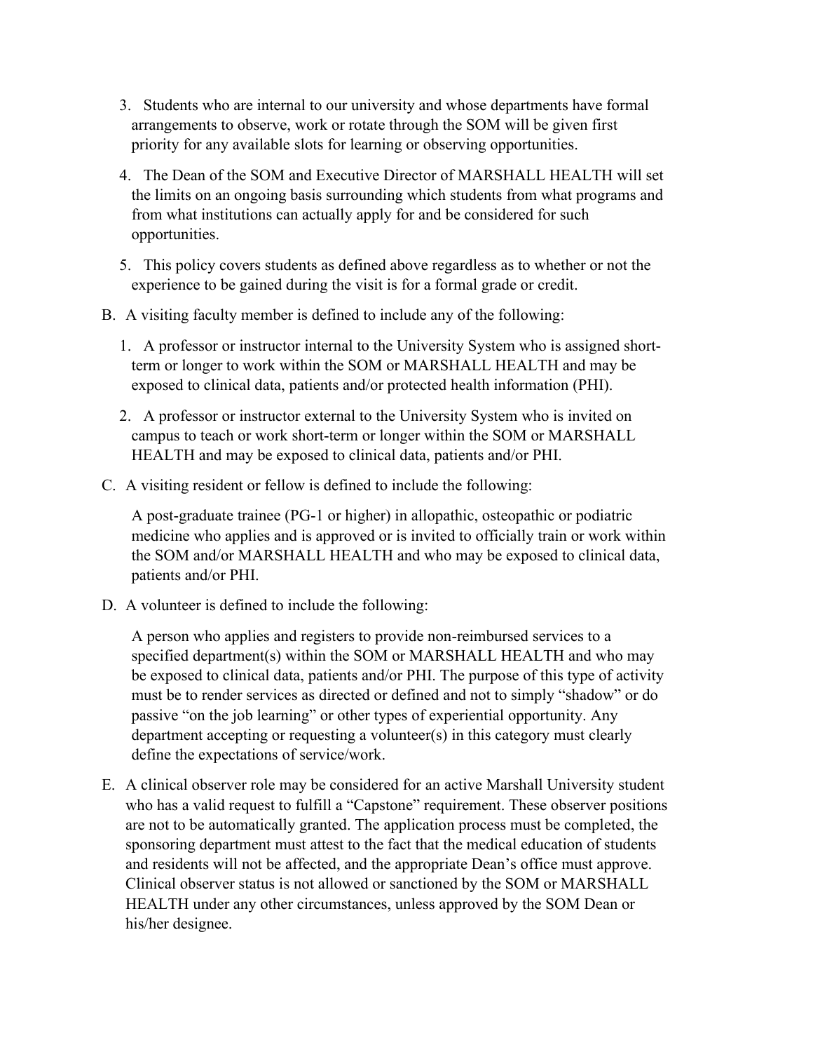3. Students who are internal to our university and whose departments have formal arrangements to observe, work or rotate through the SOM will be given first priority for any available slots for learning or observing opportunities.

4. The Dean of the SOM and Executive Director of MARSHALL HEALTH will set the limits on an ongoing basis surrounding which students from what programs and from what institutions can actually apply for and be considered for such opportunities.

5. This policy covers students as defined above regardless as to whether or not the experience to be gained during the visit is for a formal grade or credit.

B. A visiting faculty member is defined to include any of the following:

   1. A professor or instructor internal to the University System who is assigned short-term or longer to work within the SOM or MARSHALL HEALTH and may be exposed to clinical data, patients and/or protected health information (PHI).

   2. A professor or instructor external to the University System who is invited on campus to teach or work short-term or longer within the SOM or MARSHALL HEALTH and may be exposed to clinical data, patients and/or PHI.

C. A visiting resident or fellow is defined to include the following:

   A post-graduate trainee (PG-1 or higher) in allopathic, osteopathic or podiatric medicine who applies and is approved or is invited to officially train or work within the SOM and/or MARSHALL HEALTH and who may be exposed to clinical data, patients and/or PHI.

D. A volunteer is defined to include the following:

   A person who applies and registers to provide non-reimbursed services to a specified department(s) within the SOM or MARSHALL HEALTH and who may be exposed to clinical data, patients and/or PHI. The purpose of this type of activity must be to render services as directed or defined and not to simply "shadow" or do passive "on the job learning" or other types of experiential opportunity. Any department accepting or requesting a volunteer(s) in this category must clearly define the expectations of service/work.

E. A clinical observer role may be considered for an active Marshall University student who has a valid request to fulfill a "Capstone" requirement. These observer positions are not to be automatically granted. The application process must be completed, the sponsoring department must attest to the fact that the medical education of students and residents will not be affected, and the appropriate Dean's office must approve. Clinical observer status is not allowed or sanctioned by the SOM or MARSHALL HEALTH under any other circumstances, unless approved by the SOM Dean or his/her designee.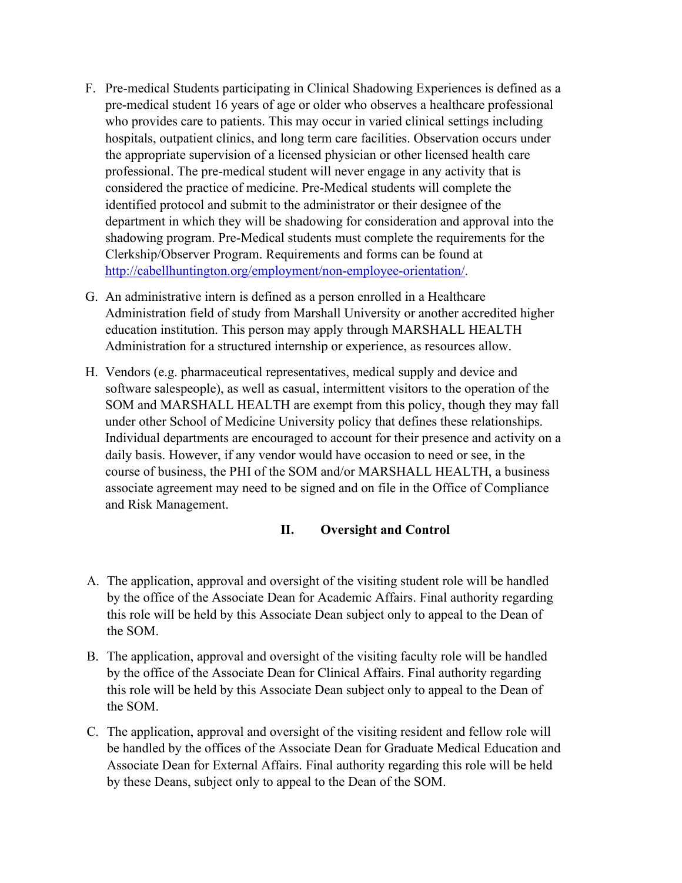F. Pre-medical Students participating in Clinical Shadowing Experiences is defined as a pre-medical student 16 years of age or older who observes a healthcare professional who provides care to patients. This may occur in varied clinical settings including hospitals, outpatient clinics, and long term care facilities. Observation occurs under the appropriate supervision of a licensed physician or other licensed health care professional. The pre-medical student will never engage in any activity that is considered the practice of medicine. Pre-Medical students will complete the identified protocol and submit to the administrator or their designee of the department in which they will be shadowing for consideration and approval into the shadowing program. Pre-Medical students must complete the requirements for the Clerkship/Observer Program. Requirements and forms can be found at [http://cabellhuntington.org/employment/non-employee-orientation/](http://cabellhuntington.org/employment/non-employee-orientation/).

G. An administrative intern is defined as a person enrolled in a Healthcare Administration field of study from Marshall University or another accredited higher education institution. This person may apply through MARSHALL HEALTH Administration for a structured internship or experience, as resources allow.

H. Vendors (e.g. pharmaceutical representatives, medical supply and device and software salespeople), as well as casual, intermittent visitors to the operation of the SOM and MARSHALL HEALTH are exempt from this policy, though they may fall under other School of Medicine University policy that defines these relationships. Individual departments are encouraged to account for their presence and activity on a daily basis. However, if any vendor would have occasion to need or see, in the course of business, the PHI of the SOM and/or MARSHALL HEALTH, a business associate agreement may need to be signed and on file in the Office of Compliance and Risk Management.

## II. Oversight and Control

A. The application, approval and oversight of the visiting student role will be handled by the office of the Associate Dean for Academic Affairs. Final authority regarding this role will be held by this Associate Dean subject only to appeal to the Dean of the SOM.

B. The application, approval and oversight of the visiting faculty role will be handled by the office of the Associate Dean for Clinical Affairs. Final authority regarding this role will be held by this Associate Dean subject only to appeal to the Dean of the SOM.

C. The application, approval and oversight of the visiting resident and fellow role will be handled by the offices of the Associate Dean for Graduate Medical Education and Associate Dean for External Affairs. Final authority regarding this role will be held by these Deans, subject only to appeal to the Dean of the SOM.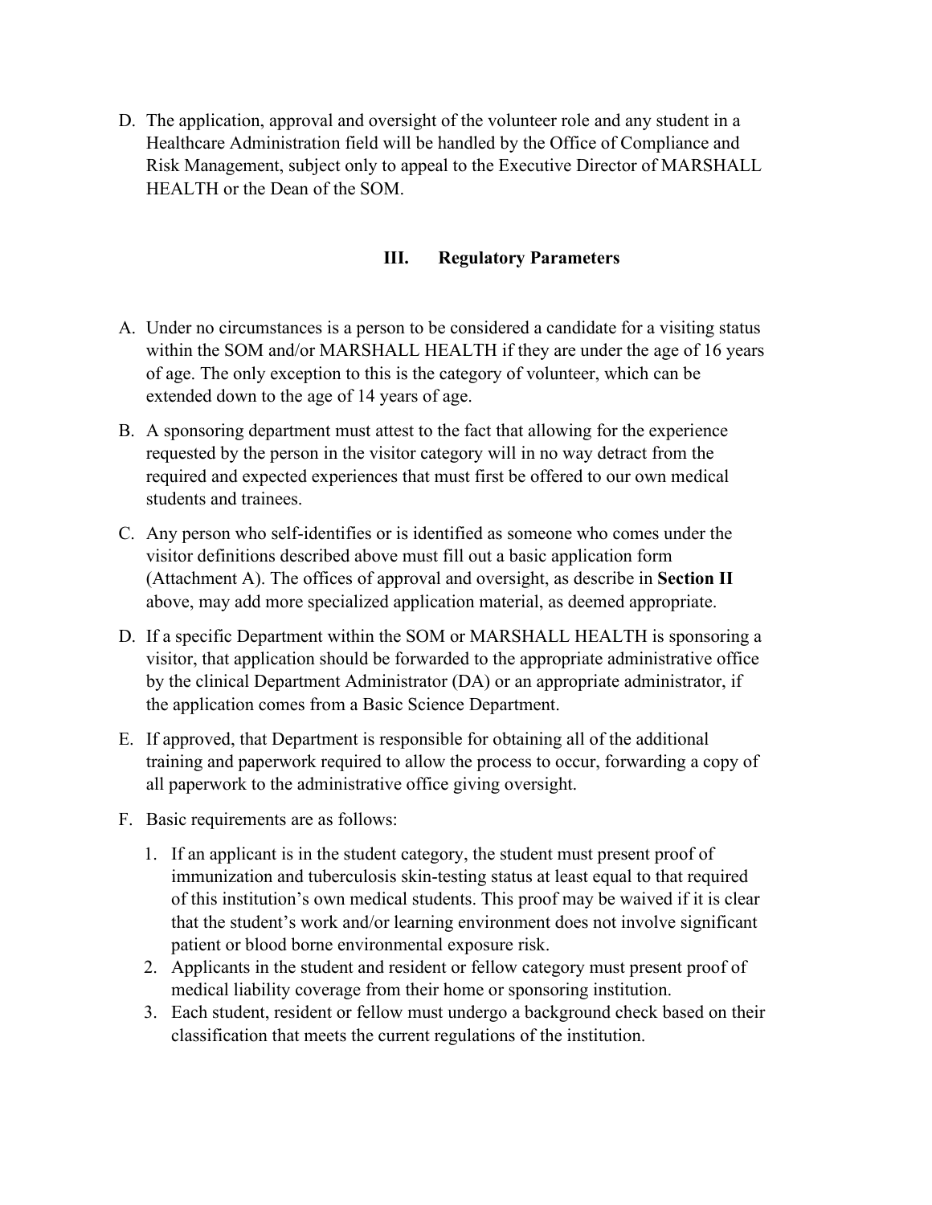D. The application, approval and oversight of the volunteer role and any student in a Healthcare Administration field will be handled by the Office of Compliance and Risk Management, subject only to appeal to the Executive Director of MARSHALL HEALTH or the Dean of the SOM.

## III. Regulatory Parameters

A. Under no circumstances is a person to be considered a candidate for a visiting status within the SOM and/or MARSHALL HEALTH if they are under the age of 16 years of age. The only exception to this is the category of volunteer, which can be extended down to the age of 14 years of age.

B. A sponsoring department must attest to the fact that allowing for the experience requested by the person in the visitor category will in no way detract from the required and expected experiences that must first be offered to our own medical students and trainees.

C. Any person who self-identifies or is identified as someone who comes under the visitor definitions described above must fill out a basic application form (Attachment A). The offices of approval and oversight, as describe in **Section II** above, may add more specialized application material, as deemed appropriate.

D. If a specific Department within the SOM or MARSHALL HEALTH is sponsoring a visitor, that application should be forwarded to the appropriate administrative office by the clinical Department Administrator (DA) or an appropriate administrator, if the application comes from a Basic Science Department.

E. If approved, that Department is responsible for obtaining all of the additional training and paperwork required to allow the process to occur, forwarding a copy of all paperwork to the administrative office giving oversight.

F. Basic requirements are as follows:

   1. If an applicant is in the student category, the student must present proof of immunization and tuberculosis skin-testing status at least equal to that required of this institution's own medical students. This proof may be waived if it is clear that the student's work and/or learning environment does not involve significant patient or blood borne environmental exposure risk.
   2. Applicants in the student and resident or fellow category must present proof of medical liability coverage from their home or sponsoring institution.
   3. Each student, resident or fellow must undergo a background check based on their classification that meets the current regulations of the institution.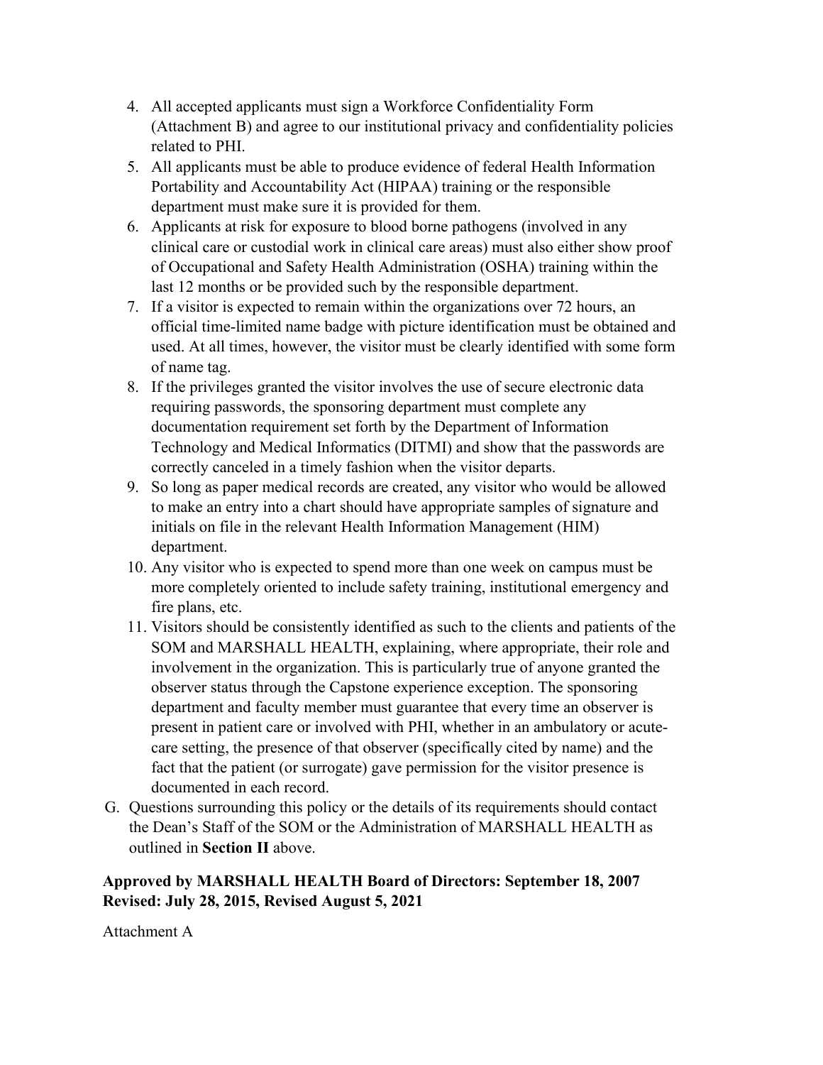4. All accepted applicants must sign a Workforce Confidentiality Form (Attachment B) and agree to our institutional privacy and confidentiality policies related to PHI.
5. All applicants must be able to produce evidence of federal Health Information Portability and Accountability Act (HIPAA) training or the responsible department must make sure it is provided for them.
6. Applicants at risk for exposure to blood borne pathogens (involved in any clinical care or custodial work in clinical care areas) must also either show proof of Occupational and Safety Health Administration (OSHA) training within the last 12 months or be provided such by the responsible department.
7. If a visitor is expected to remain within the organizations over 72 hours, an official time-limited name badge with picture identification must be obtained and used. At all times, however, the visitor must be clearly identified with some form of name tag.
8. If the privileges granted the visitor involves the use of secure electronic data requiring passwords, the sponsoring department must complete any documentation requirement set forth by the Department of Information Technology and Medical Informatics (DITMI) and show that the passwords are correctly canceled in a timely fashion when the visitor departs.
9. So long as paper medical records are created, any visitor who would be allowed to make an entry into a chart should have appropriate samples of signature and initials on file in the relevant Health Information Management (HIM) department.
10. Any visitor who is expected to spend more than one week on campus must be more completely oriented to include safety training, institutional emergency and fire plans, etc.
11. Visitors should be consistently identified as such to the clients and patients of the SOM and MARSHALL HEALTH, explaining, where appropriate, their role and involvement in the organization. This is particularly true of anyone granted the observer status through the Capstone experience exception. The sponsoring department and faculty member must guarantee that every time an observer is present in patient care or involved with PHI, whether in an ambulatory or acute-care setting, the presence of that observer (specifically cited by name) and the fact that the patient (or surrogate) gave permission for the visitor presence is documented in each record.

G. Questions surrounding this policy or the details of its requirements should contact the Dean's Staff of the SOM or the Administration of MARSHALL HEALTH as outlined in **Section II** above.

**Approved by MARSHALL HEALTH Board of Directors: September 18, 2007**
**Revised: July 28, 2015, Revised August 5, 2021**

Attachment A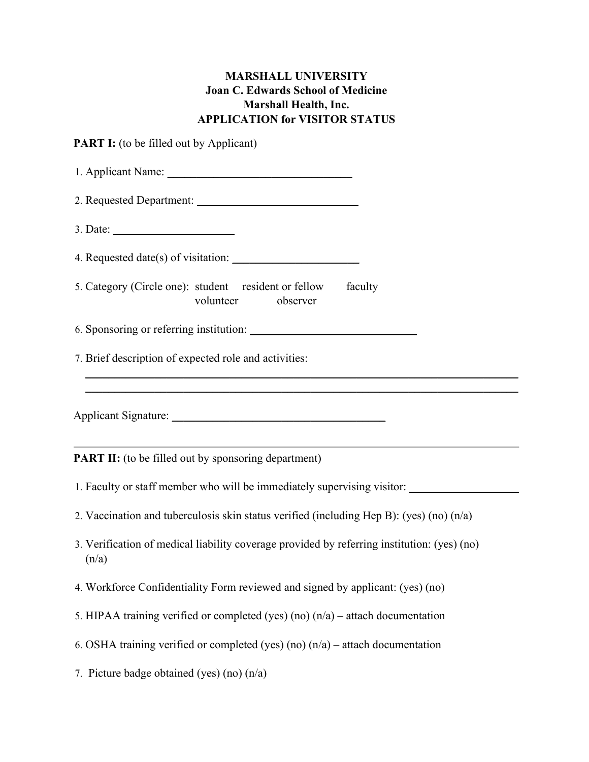**MARSHALL UNIVERSITY**
**Joan C. Edwards School of Medicine**
**Marshall Health, Inc.**
**APPLICATION for VISITOR STATUS**

**PART I:** (to be filled out by Applicant)

1. Applicant Name: ______________________________
2. Requested Department: ___________________________
3. Date: ____________________
4. Requested date(s) of visitation: _____________________
5. Category (Circle one): student resident or fellow faculty volunteer observer
6. Sponsoring or referring institution: ___________________________
7. Brief description of expected role and activities:
   ________________________________________________________________________
   ________________________________________________________________________

Applicant Signature: __________________________________

---

**PART II:** (to be filled out by sponsoring department)

1. Faculty or staff member who will be immediately supervising visitor: __________________
2. Vaccination and tuberculosis skin status verified (including Hep B): (yes) (no) (n/a)
3. Verification of medical liability coverage provided by referring institution: (yes) (no) (n/a)
4. Workforce Confidentiality Form reviewed and signed by applicant: (yes) (no)
5. HIPAA training verified or completed (yes) (no) (n/a) – attach documentation
6. OSHA training verified or completed (yes) (no) (n/a) – attach documentation
7. Picture badge obtained (yes) (no) (n/a)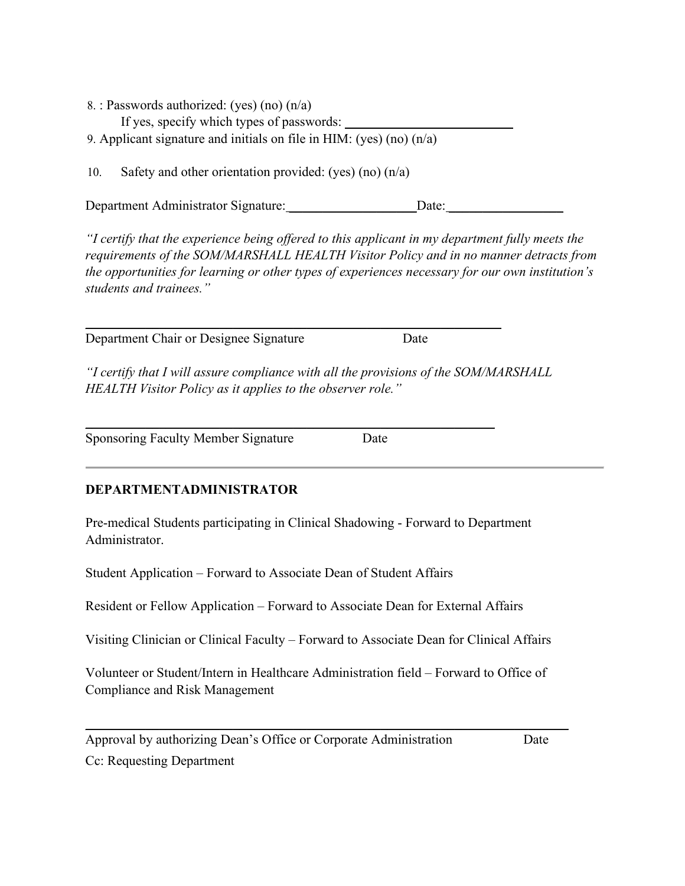8. : Passwords authorized: (yes) (no) (n/a)
   If yes, specify which types of passwords: ____________________________

9. Applicant signature and initials on file in HIM: (yes) (no) (n/a)

10. Safety and other orientation provided: (yes) (no) (n/a)

Department Administrator Signature:____________________Date:__________________

*"I certify that the experience being offered to this applicant in my department fully meets the requirements of the SOM/MARSHALL HEALTH Visitor Policy and in no manner detracts from the opportunities for learning or other types of experiences necessary for our own institution's students and trainees."*

_________________________________________________________________

Department Chair or Designee Signature                    Date

*"I certify that I will assure compliance with all the provisions of the SOM/MARSHALL HEALTH Visitor Policy as it applies to the observer role."*

_________________________________________________________________

Sponsoring Faculty Member Signature                Date

---

**DEPARTMENTADMINISTRATOR**

Pre-medical Students participating in Clinical Shadowing - Forward to Department Administrator.

Student Application – Forward to Associate Dean of Student Affairs

Resident or Fellow Application – Forward to Associate Dean for External Affairs

Visiting Clinician or Clinical Faculty – Forward to Associate Dean for Clinical Affairs

Volunteer or Student/Intern in Healthcare Administration field – Forward to Office of Compliance and Risk Management

_________________________________________________________________

Approval by authorizing Dean's Office or Corporate Administration                Date

Cc: Requesting Department